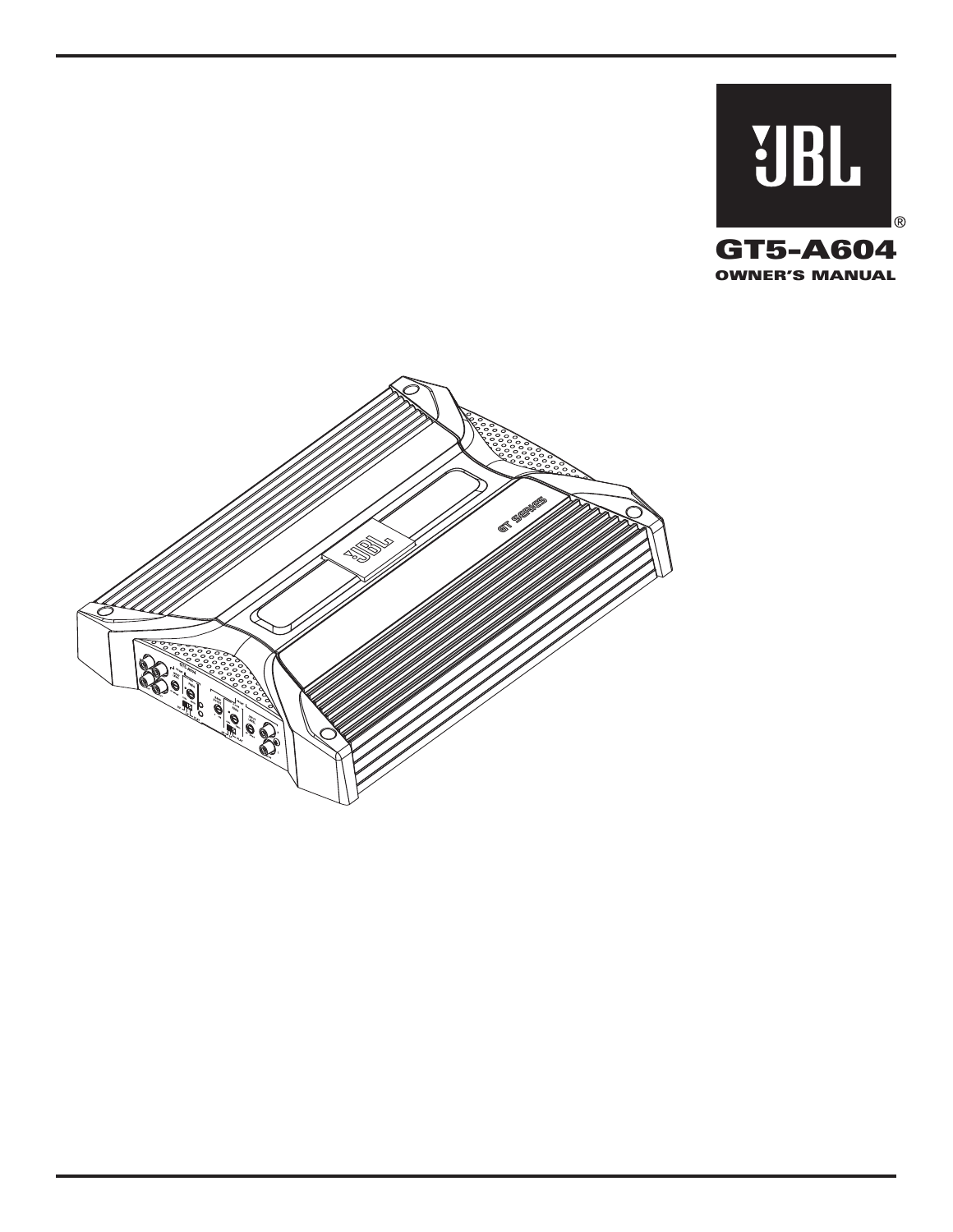JBL®

# GT5-A604

## OWNER'S MANUAL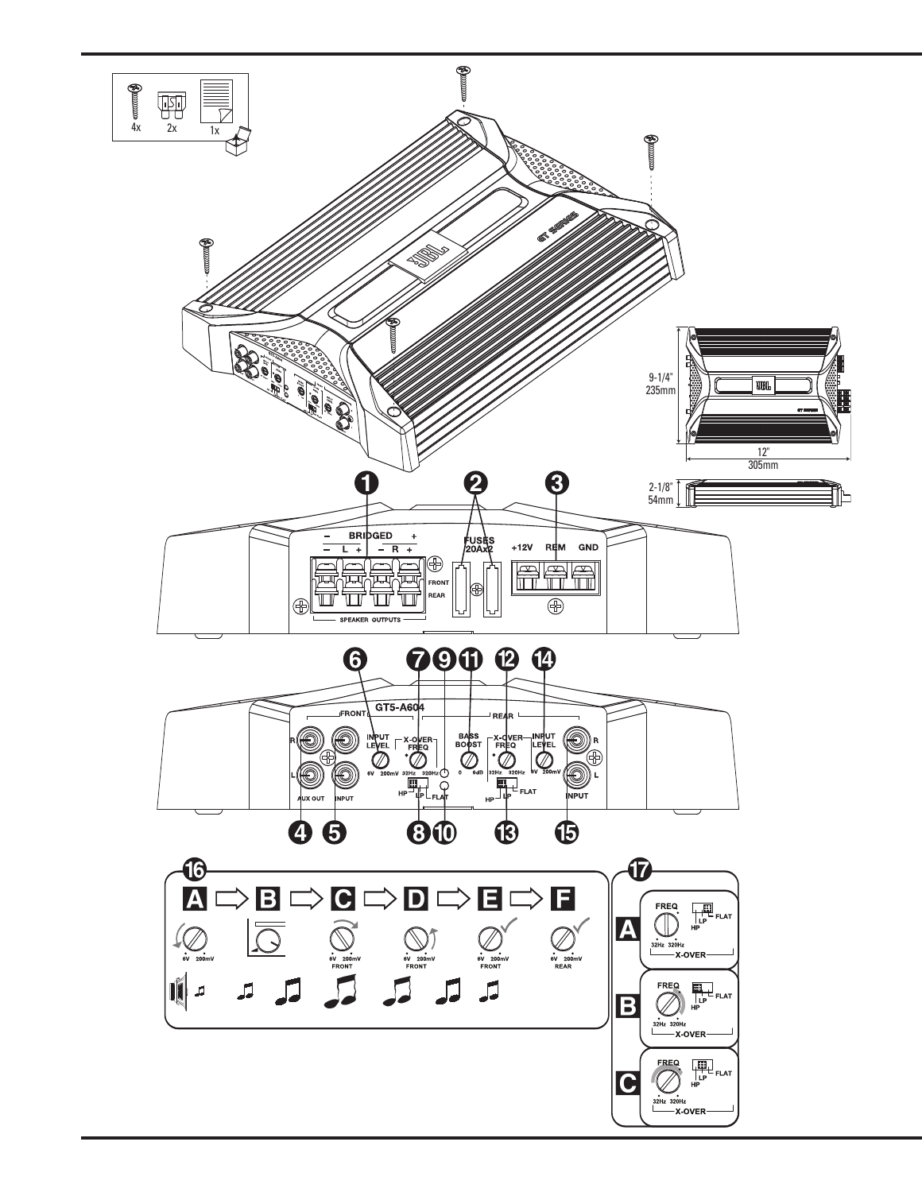4x 2x 1x

9-1/4"
235mm

12"
305mm

2-1/8"
54mm

BRIDGED
– L + – R +
SPEAKER OUTPUTS
FRONT
REAR

FUSES
20Ax2

+12V REM GND

GT5-A604

FRONT
R
L
AUX OUT
INPUT
INPUT LEVEL
6V 200mV
X-OVER FREQ
32Hz 320Hz
HP LP FLAT

REAR
BASS BOOST
0 6dB
X-OVER FREQ
32Hz 320Hz
HP LP FLAT
INPUT LEVEL
6V 200mV
R
L
INPUT

16
A ⇨ B ⇨ C ⇨ D ⇨ E ⇨ F
6V 200mV
6V 200mV FRONT
6V 200mV FRONT
6V 200mV FRONT
6V 200mV REAR

17
A
FREQ
32Hz 320Hz
HP LP FLAT
X-OVER

B
FREQ
32Hz 320Hz
HP LP FLAT
X-OVER

C
FREQ
32Hz 320Hz
HP LP FLAT
X-OVER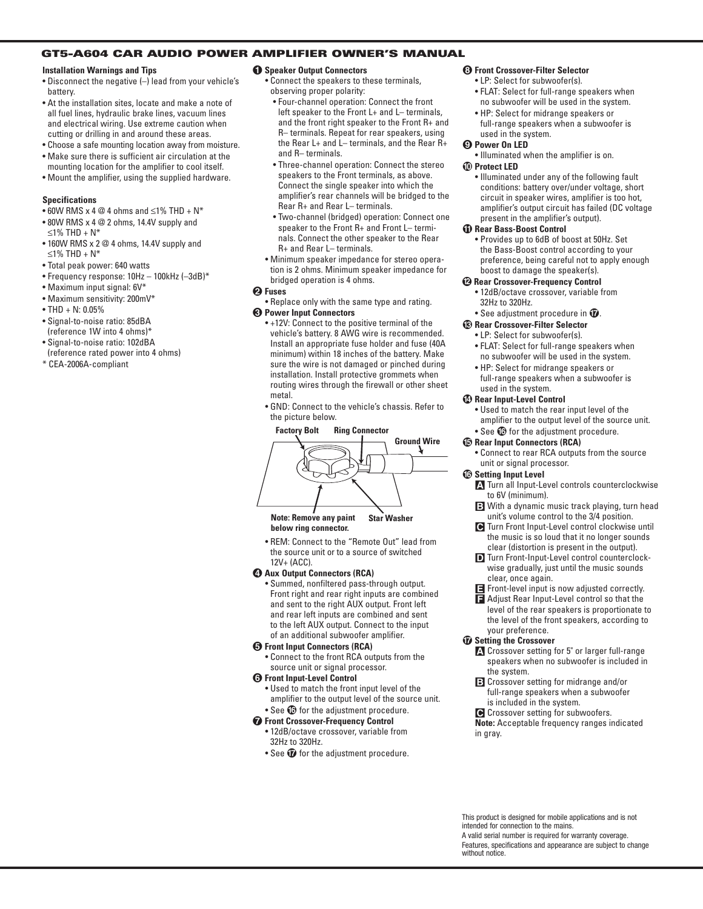## GT5-A604 CAR AUDIO POWER AMPLIFIER OWNER'S MANUAL

**Installation Warnings and Tips**

- Disconnect the negative (–) lead from your vehicle's battery.
- At the installation sites, locate and make a note of all fuel lines, hydraulic brake lines, vacuum lines and electrical wiring. Use extreme caution when cutting or drilling in and around these areas.
- Choose a safe mounting location away from moisture.
- Make sure there is sufficient air circulation at the mounting location for the amplifier to cool itself.
- Mount the amplifier, using the supplied hardware.

**Specifications**

- 60W RMS x 4 @ 4 ohms and ≤1% THD + N*
- 80W RMS x 4 @ 2 ohms, 14.4V supply and ≤1% THD + N*
- 160W RMS x 2 @ 4 ohms, 14.4V supply and ≤1% THD + N*
- Total peak power: 640 watts
- Frequency response: 10Hz – 100kHz (–3dB)*
- Maximum input signal: 6V*
- Maximum sensitivity: 200mV*
- THD + N: 0.05%
- Signal-to-noise ratio: 85dBA (reference 1W into 4 ohms)*
- Signal-to-noise ratio: 102dBA (reference rated power into 4 ohms)

\* CEA-2006A-compliant

**❶ Speaker Output Connectors**

- Connect the speakers to these terminals, observing proper polarity:
  - Four-channel operation: Connect the front left speaker to the Front L+ and L– terminals, and the front right speaker to the Front R+ and R– terminals. Repeat for rear speakers, using the Rear L+ and L– terminals, and the Rear R+ and R– terminals.
  - Three-channel operation: Connect the stereo speakers to the Front terminals, as above. Connect the single speaker into which the amplifier's rear channels will be bridged to the Rear R+ and Rear L– terminals.
  - Two-channel (bridged) operation: Connect one speaker to the Front R+ and Front L– terminals. Connect the other speaker to the Rear R+ and Rear L– terminals.
- Minimum speaker impedance for stereo operation is 2 ohms. Minimum speaker impedance for bridged operation is 4 ohms.

**❷ Fuses**

- Replace only with the same type and rating.

**❸ Power Input Connectors**

- +12V: Connect to the positive terminal of the vehicle's battery. 8 AWG wire is recommended. Install an appropriate fuse holder and fuse (40A minimum) within 18 inches of the battery. Make sure the wire is not damaged or pinched during installation. Install protective grommets when routing wires through the firewall or other sheet metal.
- GND: Connect to the vehicle's chassis. Refer to the picture below.

Factory Bolt — Ring Connector — Ground Wire — Star Washer

Note: Remove any paint below ring connector.

- REM: Connect to the "Remote Out" lead from the source unit or to a source of switched 12V+ (ACC).

**❹ Aux Output Connectors (RCA)**

- Summed, nonfiltered pass-through output. Front right and rear right inputs are combined and sent to the right AUX output. Front left and rear left inputs are combined and sent to the left AUX output. Connect to the input of an additional subwoofer amplifier.

**❺ Front Input Connectors (RCA)**

- Connect to the front RCA outputs from the source unit or signal processor.

**❻ Front Input-Level Control**

- Used to match the front input level of the amplifier to the output level of the source unit.
- See ⓰ for the adjustment procedure.

**❼ Front Crossover-Frequency Control**

- 12dB/octave crossover, variable from 32Hz to 320Hz.
- See ⓱ for the adjustment procedure.

**❽ Front Crossover-Filter Selector**

- LP: Select for subwoofer(s).
- FLAT: Select for full-range speakers when no subwoofer will be used in the system.
- HP: Select for midrange speakers or full-range speakers when a subwoofer is used in the system.

**❾ Power On LED**

- Illuminated when the amplifier is on.

**❿ Protect LED**

- Illuminated under any of the following fault conditions: battery over/under voltage, short circuit in speaker wires, amplifier is too hot, amplifier's output circuit has failed (DC voltage present in the amplifier's output).

**⓫ Rear Bass-Boost Control**

- Provides up to 6dB of boost at 50Hz. Set the Bass-Boost control according to your preference, being careful not to apply enough boost to damage the speaker(s).

**⓬ Rear Crossover-Frequency Control**

- 12dB/octave crossover, variable from 32Hz to 320Hz.
- See adjustment procedure in ⓱.

**⓭ Rear Crossover-Filter Selector**

- LP: Select for subwoofer(s).
- FLAT: Select for full-range speakers when no subwoofer will be used in the system.
- HP: Select for midrange speakers or full-range speakers when a subwoofer is used in the system.

**⓮ Rear Input-Level Control**

- Used to match the rear input level of the amplifier to the output level of the source unit.
- See ⓰ for the adjustment procedure.

**⓯ Rear Input Connectors (RCA)**

- Connect to rear RCA outputs from the source unit or signal processor.

**⓰ Setting Input Level**

- **A** Turn all Input-Level controls counterclockwise to 6V (minimum).
- **B** With a dynamic music track playing, turn head unit's volume control to the 3/4 position.
- **C** Turn Front Input-Level control clockwise until the music is so loud that it no longer sounds clear (distortion is present in the output).
- **D** Turn Front-Input-Level control counterclockwise gradually, just until the music sounds clear, once again.
- **E** Front-level input is now adjusted correctly.
- **F** Adjust Rear Input-Level control so that the level of the rear speakers is proportionate to the level of the front speakers, according to your preference.

**⓱ Setting the Crossover**

- **A** Crossover setting for 5" or larger full-range speakers when no subwoofer is included in the system.
- **B** Crossover setting for midrange and/or full-range speakers when a subwoofer is included in the system.
- **C** Crossover setting for subwoofers.

**Note:** Acceptable frequency ranges indicated in gray.

This product is designed for mobile applications and is not intended for connection to the mains.
A valid serial number is required for warranty coverage.
Features, specifications and appearance are subject to change without notice.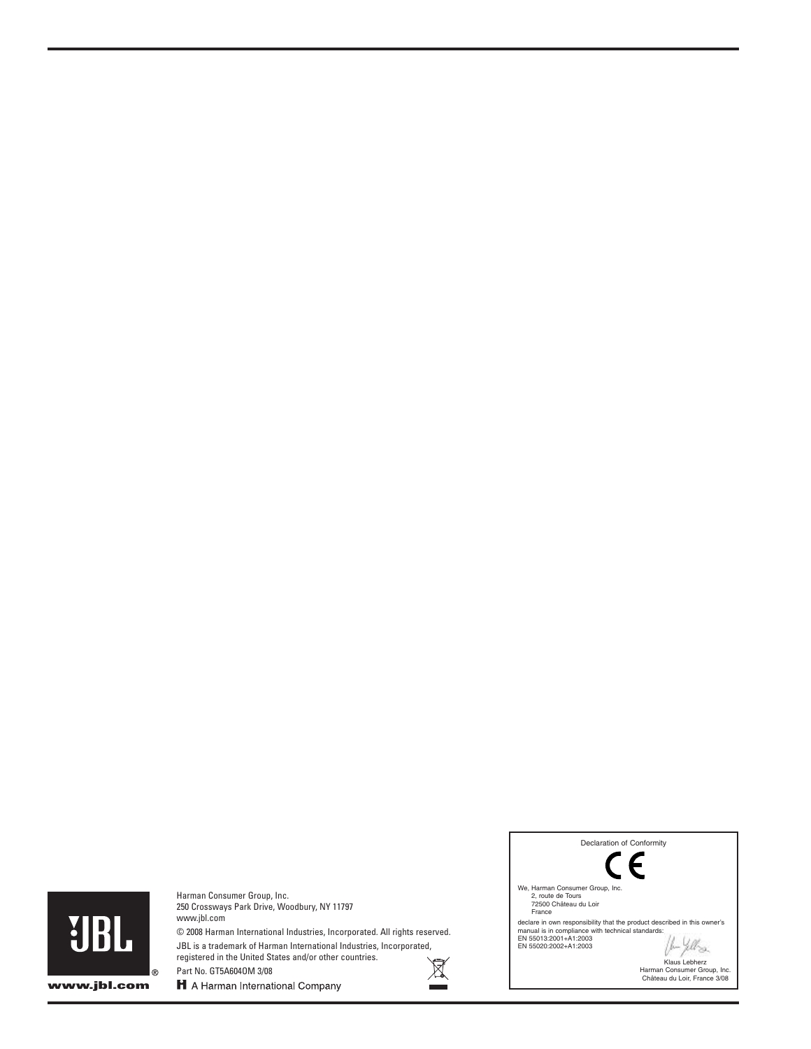Harman Consumer Group, Inc.
250 Crossways Park Drive, Woodbury, NY 11797
www.jbl.com

© 2008 Harman International Industries, Incorporated. All rights reserved.

JBL is a trademark of Harman International Industries, Incorporated, registered in the United States and/or other countries.

Part No. GT5A604OM 3/08

A Harman International Company

www.jbl.com

Declaration of Conformity

We, Harman Consumer Group, Inc.
2, route de Tours
72500 Château du Loir
France

declare in own responsibility that the product described in this owner's manual is in compliance with technical standards:
EN 55013:2001+A1:2003
EN 55020:2002+A1:2003

Klaus Lebherz
Harman Consumer Group, Inc.
Château du Loir, France 3/08